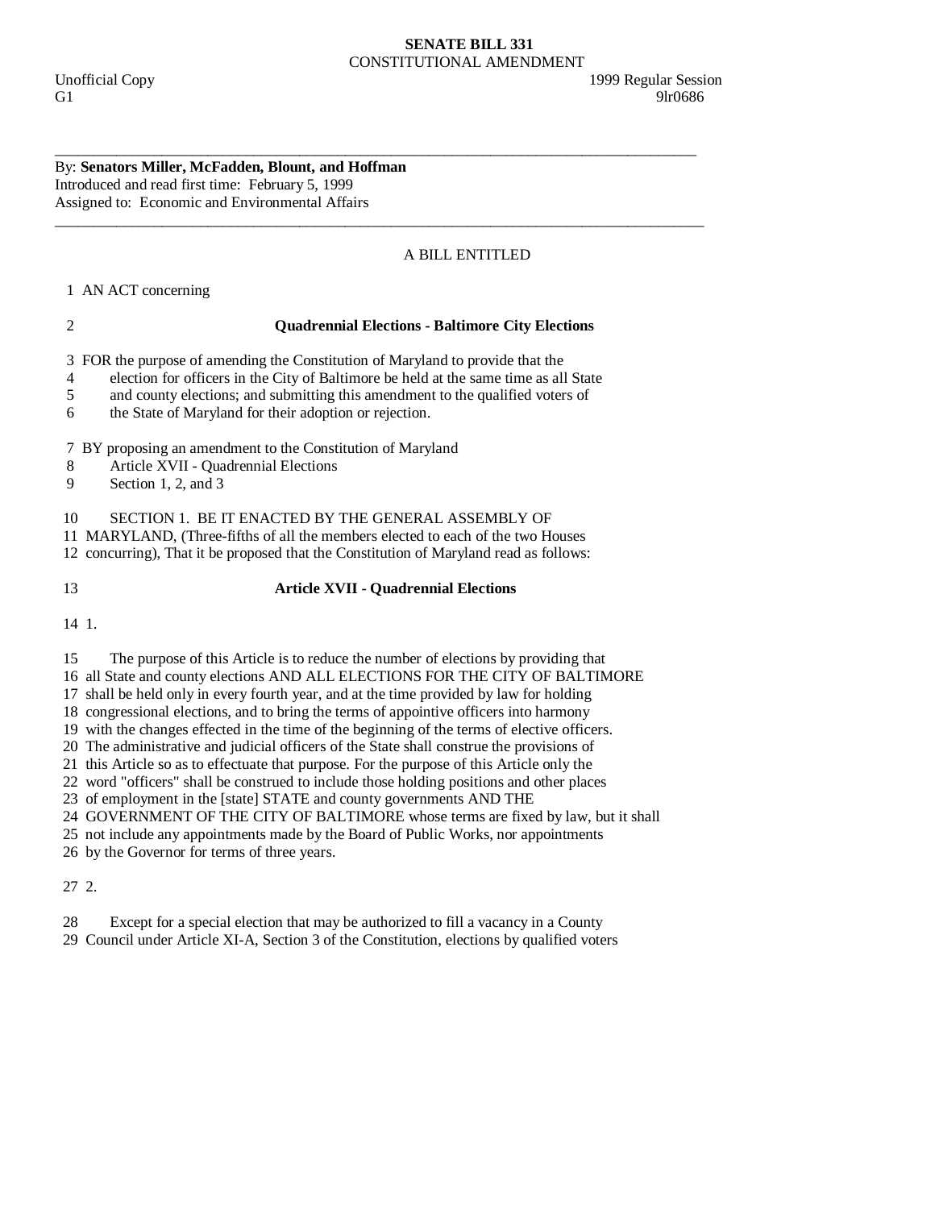**SENATE BILL 331**
CONSTITUTIONAL AMENDMENT

Unofficial Copy 1999 Regular Session
G1 9lr0686

---

By: **Senators Miller, McFadden, Blount, and Hoffman**
Introduced and read first time: February 5, 1999
Assigned to: Economic and Environmental Affairs

---

A BILL ENTITLED

1 AN ACT concerning

2 **Quadrennial Elections - Baltimore City Elections**

3 FOR the purpose of amending the Constitution of Maryland to provide that the
4 election for officers in the City of Baltimore be held at the same time as all State
5 and county elections; and submitting this amendment to the qualified voters of
6 the State of Maryland for their adoption or rejection.

7 BY proposing an amendment to the Constitution of Maryland
8 Article XVII - Quadrennial Elections
9 Section 1, 2, and 3

10 SECTION 1. BE IT ENACTED BY THE GENERAL ASSEMBLY OF
11 MARYLAND, (Three-fifths of all the members elected to each of the two Houses
12 concurring), That it be proposed that the Constitution of Maryland read as follows:

13 **Article XVII - Quadrennial Elections**

14 1.

15 The purpose of this Article is to reduce the number of elections by providing that
16 all State and county elections AND ALL ELECTIONS FOR THE CITY OF BALTIMORE
17 shall be held only in every fourth year, and at the time provided by law for holding
18 congressional elections, and to bring the terms of appointive officers into harmony
19 with the changes effected in the time of the beginning of the terms of elective officers.
20 The administrative and judicial officers of the State shall construe the provisions of
21 this Article so as to effectuate that purpose. For the purpose of this Article only the
22 word "officers" shall be construed to include those holding positions and other places
23 of employment in the [state] STATE and county governments AND THE
24 GOVERNMENT OF THE CITY OF BALTIMORE whose terms are fixed by law, but it shall
25 not include any appointments made by the Board of Public Works, nor appointments
26 by the Governor for terms of three years.

27 2.

28 Except for a special election that may be authorized to fill a vacancy in a County
29 Council under Article XI-A, Section 3 of the Constitution, elections by qualified voters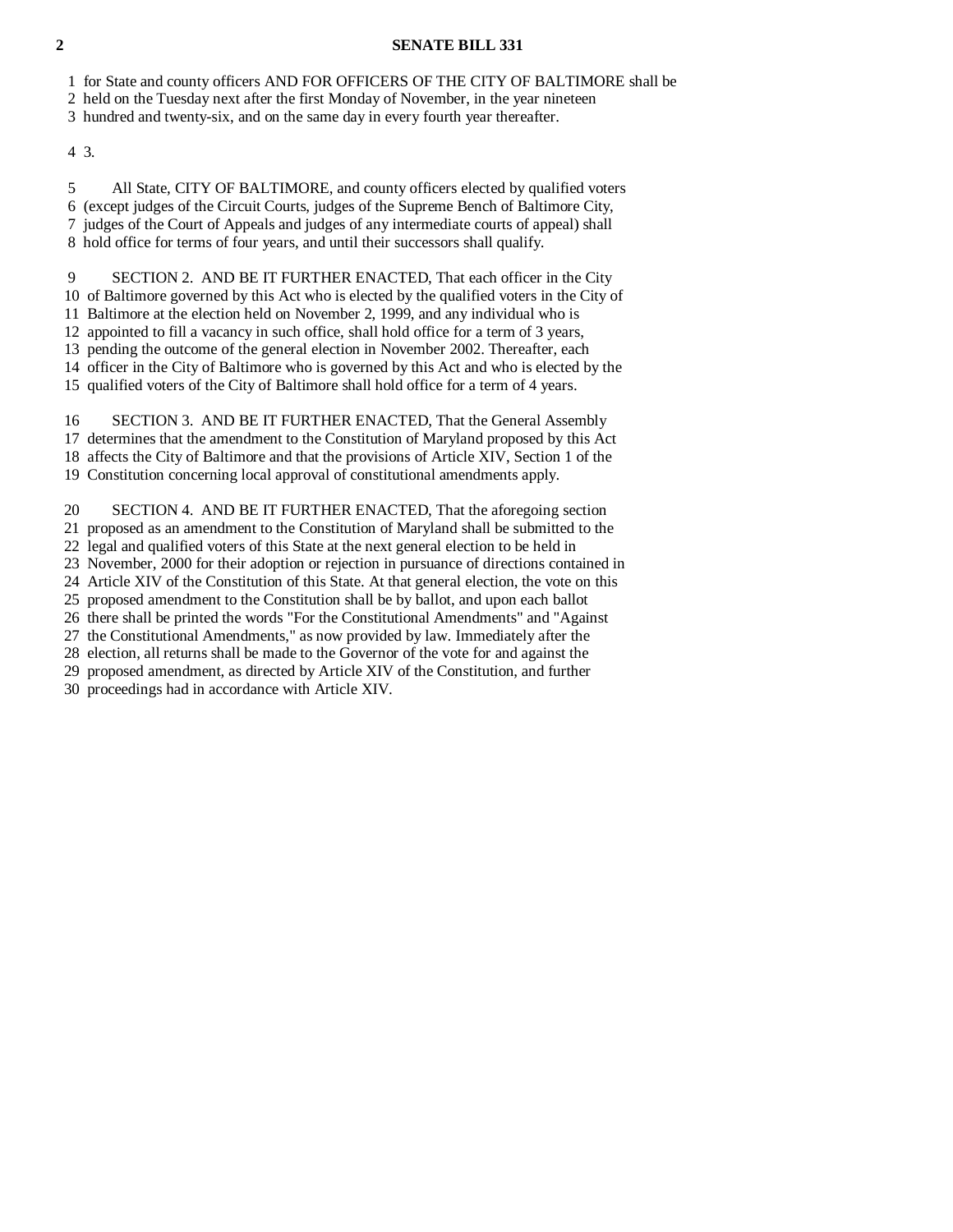for State and county officers AND FOR OFFICERS OF THE CITY OF BALTIMORE shall be held on the Tuesday next after the first Monday of November, in the year nineteen hundred and twenty-six, and on the same day in every fourth year thereafter.

3.

All State, CITY OF BALTIMORE, and county officers elected by qualified voters (except judges of the Circuit Courts, judges of the Supreme Bench of Baltimore City, judges of the Court of Appeals and judges of any intermediate courts of appeal) shall hold office for terms of four years, and until their successors shall qualify.

SECTION 2. AND BE IT FURTHER ENACTED, That each officer in the City of Baltimore governed by this Act who is elected by the qualified voters in the City of Baltimore at the election held on November 2, 1999, and any individual who is appointed to fill a vacancy in such office, shall hold office for a term of 3 years, pending the outcome of the general election in November 2002. Thereafter, each officer in the City of Baltimore who is governed by this Act and who is elected by the qualified voters of the City of Baltimore shall hold office for a term of 4 years.

SECTION 3. AND BE IT FURTHER ENACTED, That the General Assembly determines that the amendment to the Constitution of Maryland proposed by this Act affects the City of Baltimore and that the provisions of Article XIV, Section 1 of the Constitution concerning local approval of constitutional amendments apply.

SECTION 4. AND BE IT FURTHER ENACTED, That the aforegoing section proposed as an amendment to the Constitution of Maryland shall be submitted to the legal and qualified voters of this State at the next general election to be held in November, 2000 for their adoption or rejection in pursuance of directions contained in Article XIV of the Constitution of this State. At that general election, the vote on this proposed amendment to the Constitution shall be by ballot, and upon each ballot there shall be printed the words "For the Constitutional Amendments" and "Against the Constitutional Amendments," as now provided by law. Immediately after the election, all returns shall be made to the Governor of the vote for and against the proposed amendment, as directed by Article XIV of the Constitution, and further proceedings had in accordance with Article XIV.